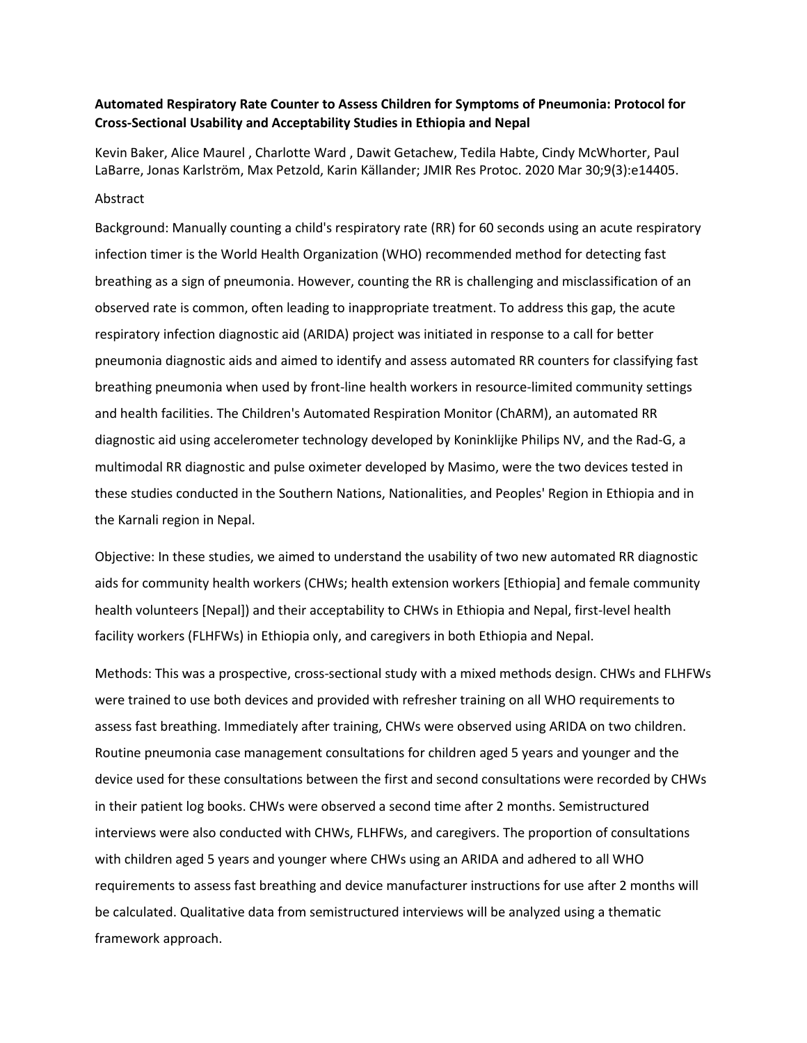**Automated Respiratory Rate Counter to Assess Children for Symptoms of Pneumonia: Protocol for Cross-Sectional Usability and Acceptability Studies in Ethiopia and Nepal**

Kevin Baker, Alice Maurel , Charlotte Ward , Dawit Getachew, Tedila Habte, Cindy McWhorter, Paul LaBarre, Jonas Karlström, Max Petzold, Karin Källander; JMIR Res Protoc. 2020 Mar 30;9(3):e14405.

Abstract

Background: Manually counting a child's respiratory rate (RR) for 60 seconds using an acute respiratory infection timer is the World Health Organization (WHO) recommended method for detecting fast breathing as a sign of pneumonia. However, counting the RR is challenging and misclassification of an observed rate is common, often leading to inappropriate treatment. To address this gap, the acute respiratory infection diagnostic aid (ARIDA) project was initiated in response to a call for better pneumonia diagnostic aids and aimed to identify and assess automated RR counters for classifying fast breathing pneumonia when used by front-line health workers in resource-limited community settings and health facilities. The Children's Automated Respiration Monitor (ChARM), an automated RR diagnostic aid using accelerometer technology developed by Koninklijke Philips NV, and the Rad-G, a multimodal RR diagnostic and pulse oximeter developed by Masimo, were the two devices tested in these studies conducted in the Southern Nations, Nationalities, and Peoples' Region in Ethiopia and in the Karnali region in Nepal.

Objective: In these studies, we aimed to understand the usability of two new automated RR diagnostic aids for community health workers (CHWs; health extension workers [Ethiopia] and female community health volunteers [Nepal]) and their acceptability to CHWs in Ethiopia and Nepal, first-level health facility workers (FLHFWs) in Ethiopia only, and caregivers in both Ethiopia and Nepal.

Methods: This was a prospective, cross-sectional study with a mixed methods design. CHWs and FLHFWs were trained to use both devices and provided with refresher training on all WHO requirements to assess fast breathing. Immediately after training, CHWs were observed using ARIDA on two children. Routine pneumonia case management consultations for children aged 5 years and younger and the device used for these consultations between the first and second consultations were recorded by CHWs in their patient log books. CHWs were observed a second time after 2 months. Semistructured interviews were also conducted with CHWs, FLHFWs, and caregivers. The proportion of consultations with children aged 5 years and younger where CHWs using an ARIDA and adhered to all WHO requirements to assess fast breathing and device manufacturer instructions for use after 2 months will be calculated. Qualitative data from semistructured interviews will be analyzed using a thematic framework approach.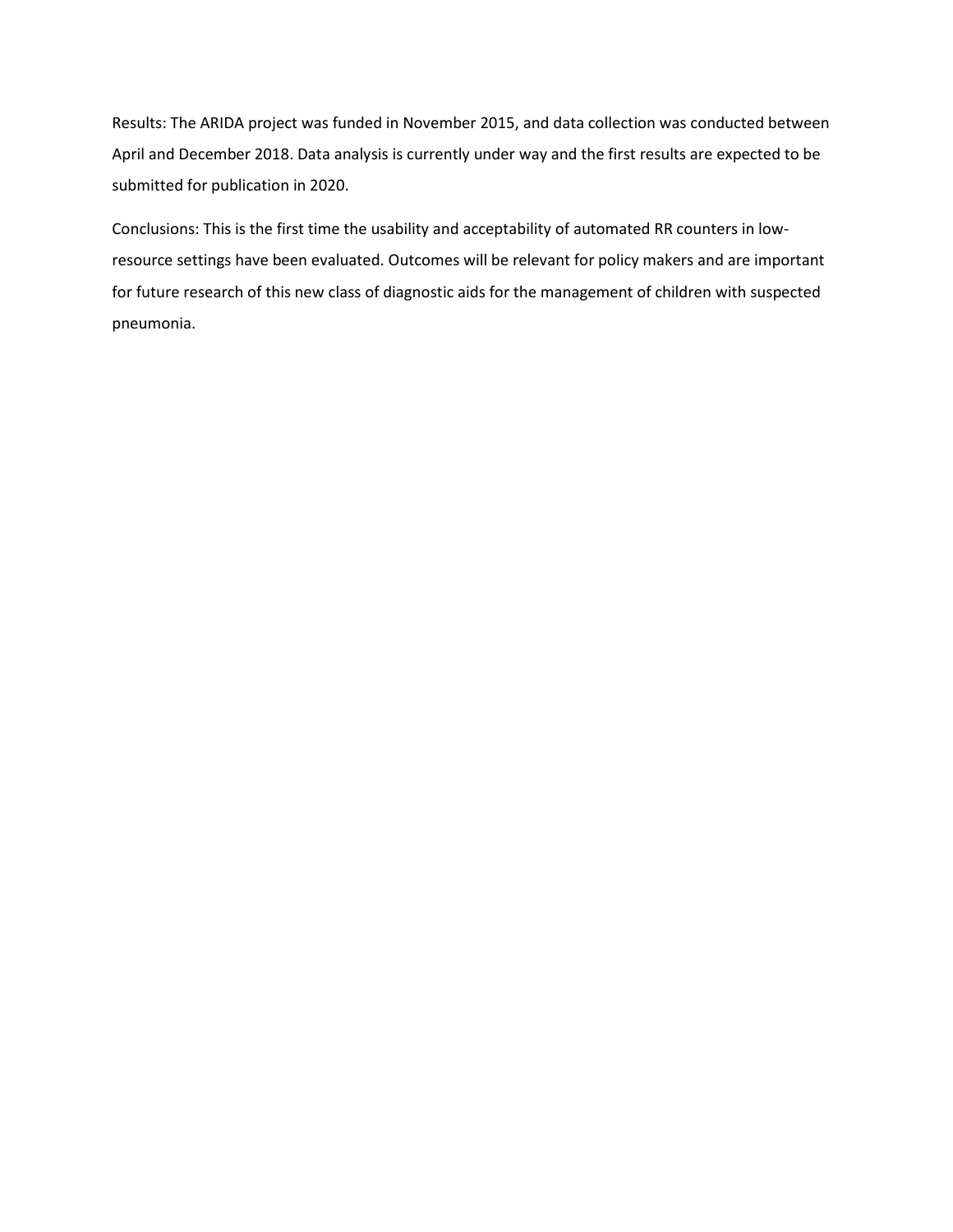Results: The ARIDA project was funded in November 2015, and data collection was conducted between April and December 2018. Data analysis is currently under way and the first results are expected to be submitted for publication in 2020.

Conclusions: This is the first time the usability and acceptability of automated RR counters in low-resource settings have been evaluated. Outcomes will be relevant for policy makers and are important for future research of this new class of diagnostic aids for the management of children with suspected pneumonia.